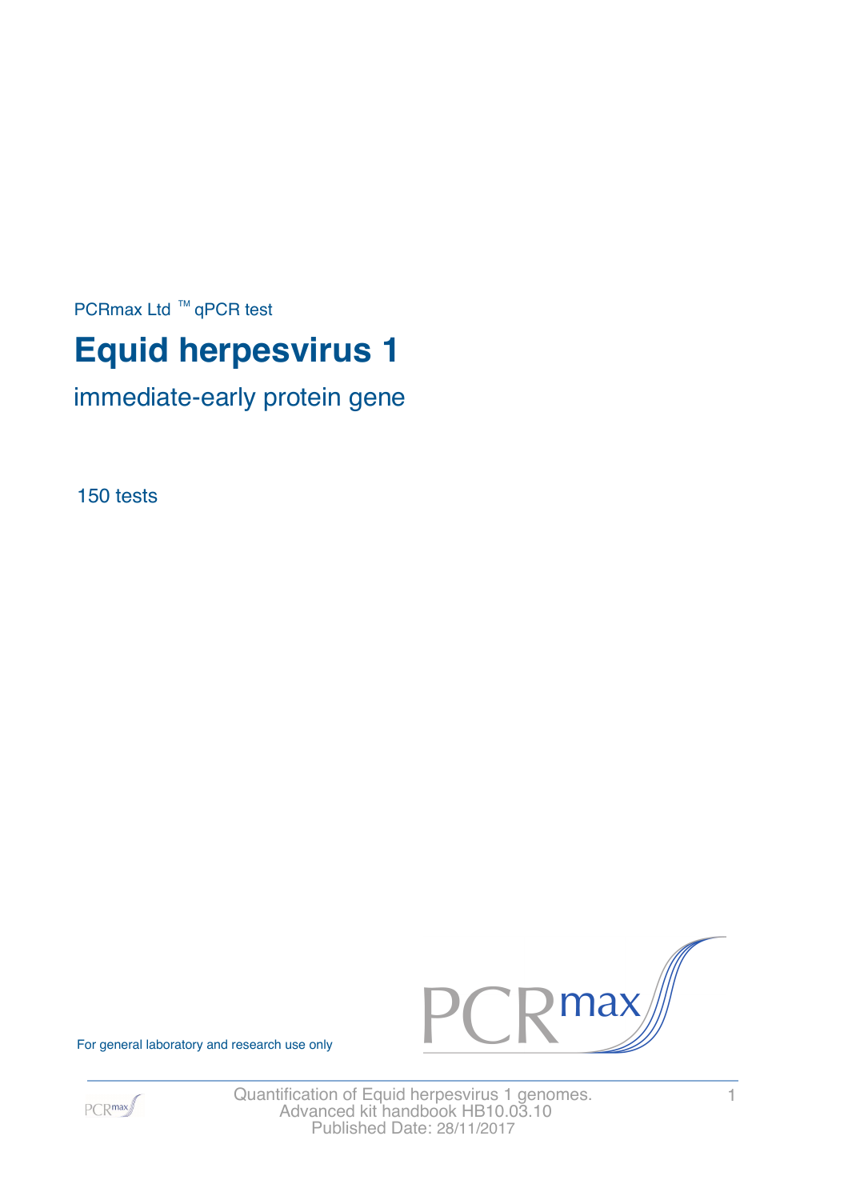PCRmax Ltd ™ qPCR test

# Equid herpesvirus 1

## immediate-early protein gene

150 tests

For general laboratory and research use only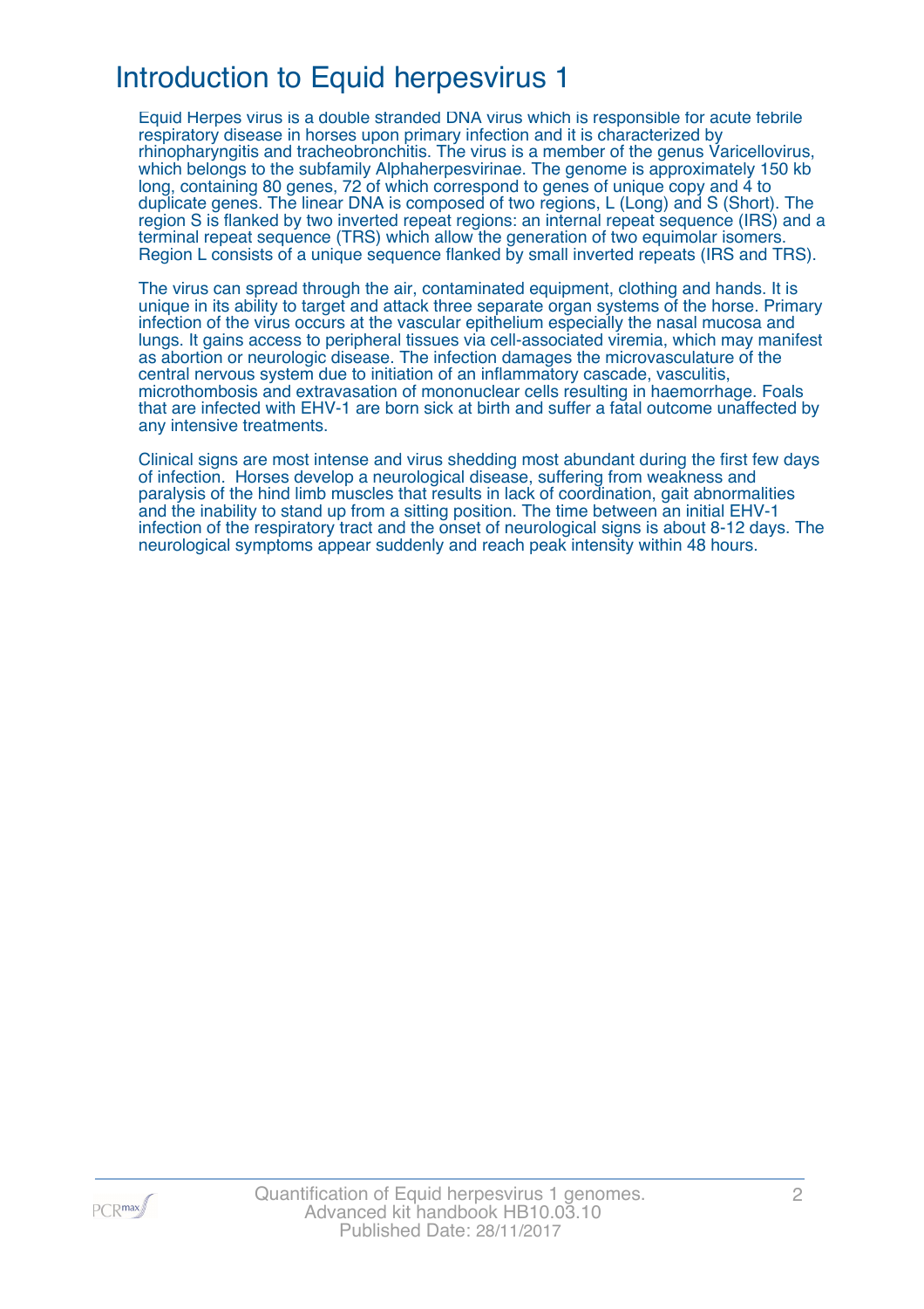# Introduction to Equid herpesvirus 1

Equid Herpes virus is a double stranded DNA virus which is responsible for acute febrile respiratory disease in horses upon primary infection and it is characterized by rhinopharyngitis and tracheobronchitis. The virus is a member of the genus Varicellovirus, which belongs to the subfamily Alphaherpesvirinae. The genome is approximately 150 kb long, containing 80 genes, 72 of which correspond to genes of unique copy and 4 to duplicate genes. The linear DNA is composed of two regions, L (Long) and S (Short). The region S is flanked by two inverted repeat regions: an internal repeat sequence (IRS) and a terminal repeat sequence (TRS) which allow the generation of two equimolar isomers. Region L consists of a unique sequence flanked by small inverted repeats (IRS and TRS).

The virus can spread through the air, contaminated equipment, clothing and hands. It is unique in its ability to target and attack three separate organ systems of the horse. Primary infection of the virus occurs at the vascular epithelium especially the nasal mucosa and lungs. It gains access to peripheral tissues via cell-associated viremia, which may manifest as abortion or neurologic disease. The infection damages the microvasculature of the central nervous system due to initiation of an inflammatory cascade, vasculitis, microthombosis and extravasation of mononuclear cells resulting in haemorrhage. Foals that are infected with EHV-1 are born sick at birth and suffer a fatal outcome unaffected by any intensive treatments.

Clinical signs are most intense and virus shedding most abundant during the first few days of infection. Horses develop a neurological disease, suffering from weakness and paralysis of the hind limb muscles that results in lack of coordination, gait abnormalities and the inability to stand up from a sitting position. The time between an initial EHV-1 infection of the respiratory tract and the onset of neurological signs is about 8-12 days. The neurological symptoms appear suddenly and reach peak intensity within 48 hours.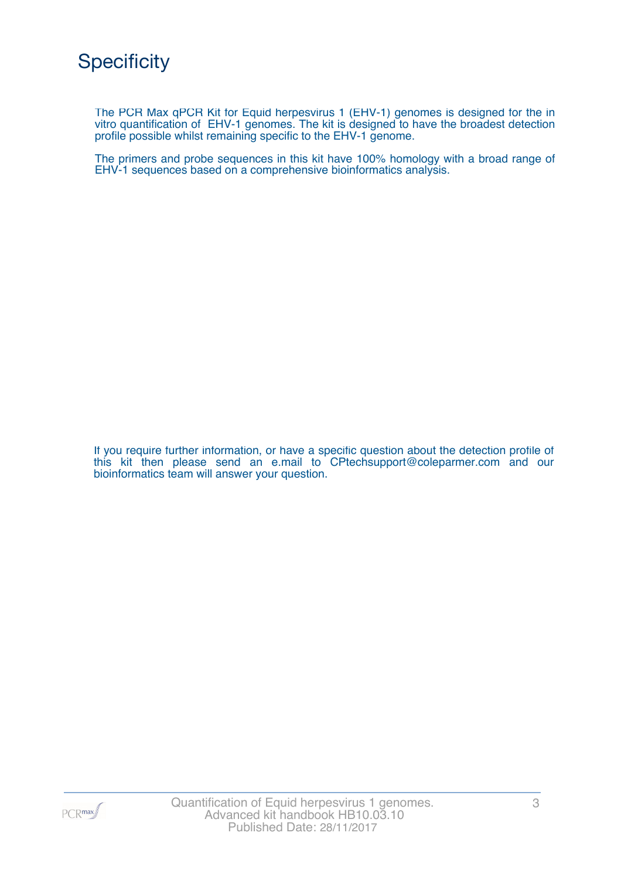# Specificity

The PCR Max qPCR Kit for Equid herpesvirus 1 (EHV-1) genomes is designed for the in vitro quantification of EHV-1 genomes. The kit is designed to have the broadest detection profile possible whilst remaining specific to the EHV-1 genome.

The primers and probe sequences in this kit have 100% homology with a broad range of EHV-1 sequences based on a comprehensive bioinformatics analysis.

If you require further information, or have a specific question about the detection profile of this kit then please send an e.mail to CPtechsupport@coleparmer.com and our bioinformatics team will answer your question.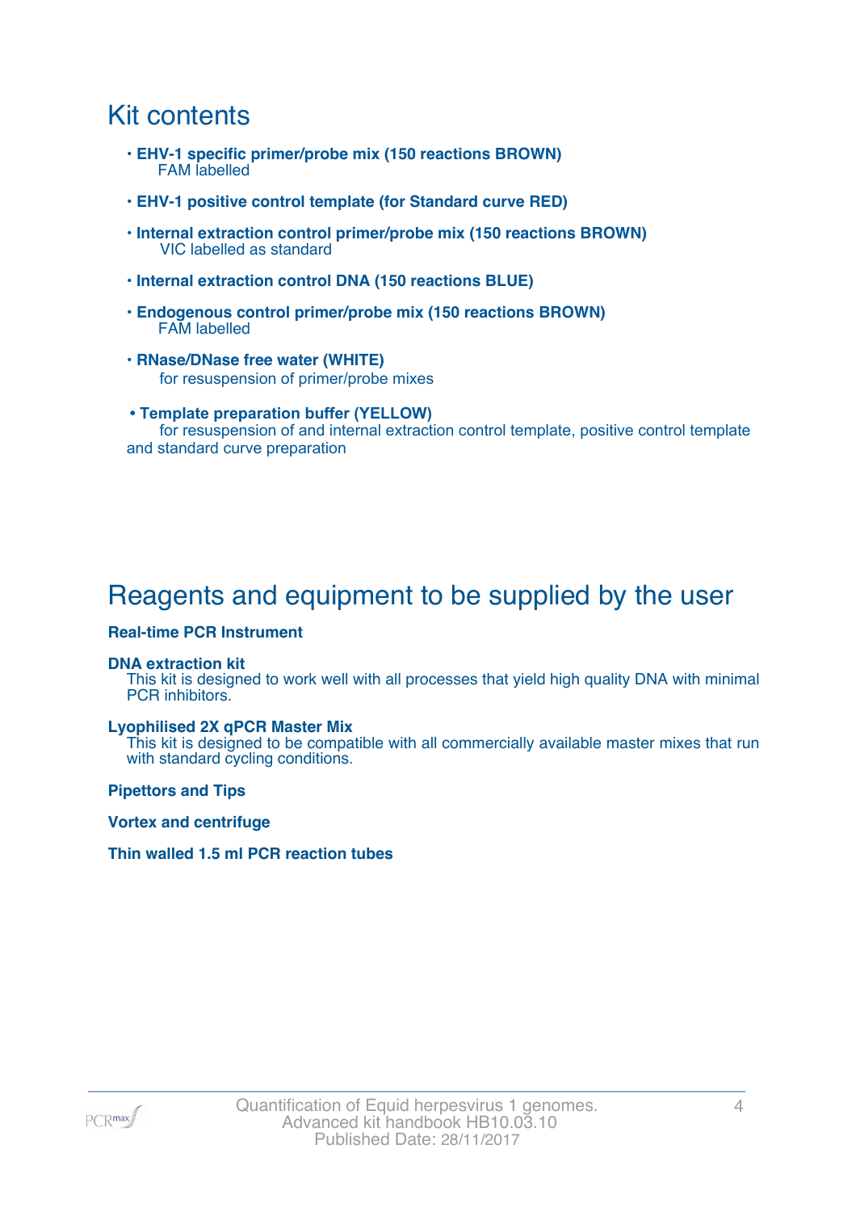## Kit contents

- **EHV-1 specific primer/probe mix (150 reactions BROWN)**
  FAM labelled
- **EHV-1 positive control template (for Standard curve RED)**
- **Internal extraction control primer/probe mix (150 reactions BROWN)**
  VIC labelled as standard
- **Internal extraction control DNA (150 reactions BLUE)**
- **Endogenous control primer/probe mix (150 reactions BROWN)**
  FAM labelled
- **RNase/DNase free water (WHITE)**
  for resuspension of primer/probe mixes
- **Template preparation buffer (YELLOW)**
  for resuspension of and internal extraction control template, positive control template and standard curve preparation

## Reagents and equipment to be supplied by the user

**Real-time PCR Instrument**

**DNA extraction kit**
This kit is designed to work well with all processes that yield high quality DNA with minimal PCR inhibitors.

**Lyophilised 2X qPCR Master Mix**
This kit is designed to be compatible with all commercially available master mixes that run with standard cycling conditions.

**Pipettors and Tips**

**Vortex and centrifuge**

**Thin walled 1.5 ml PCR reaction tubes**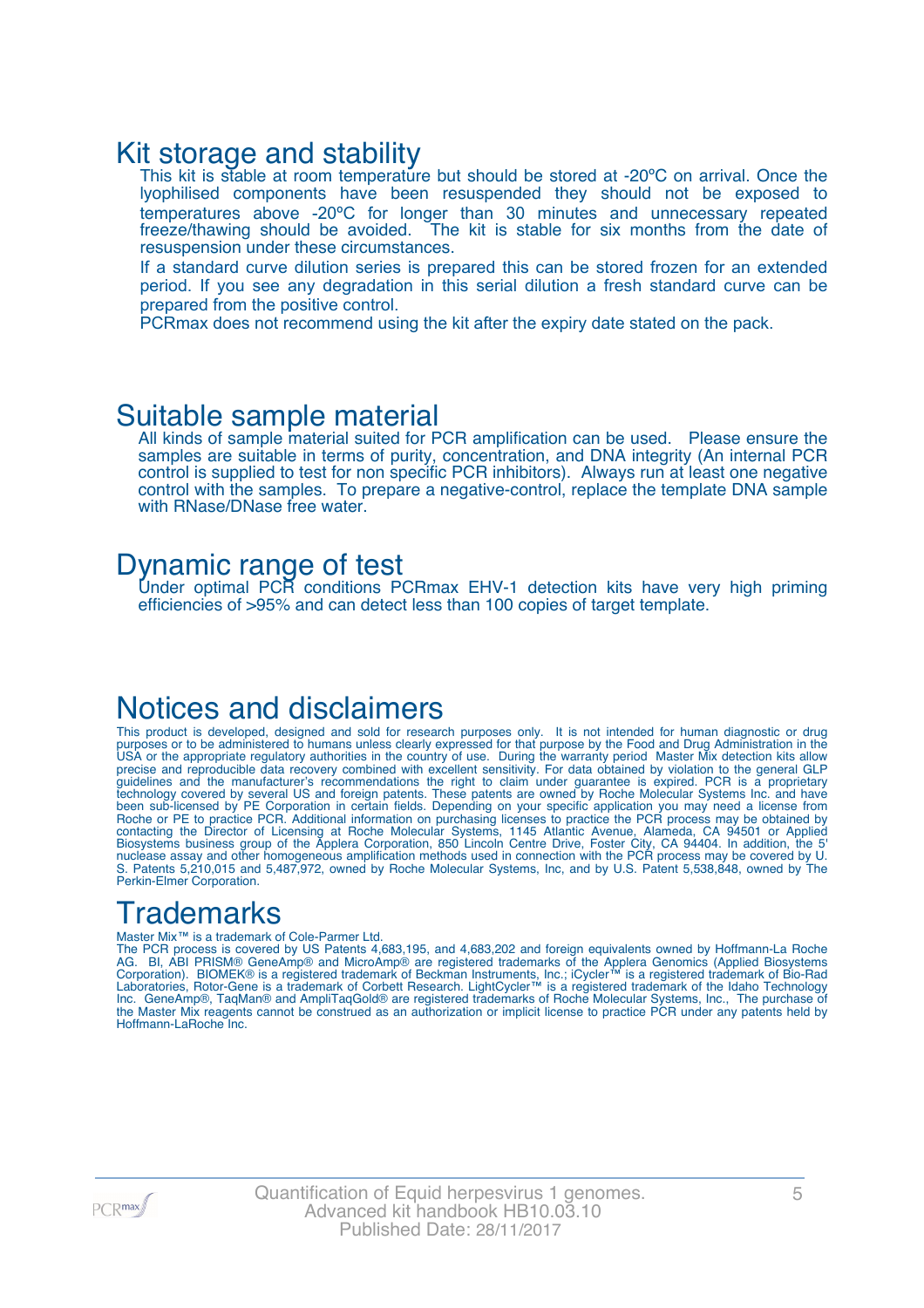## Kit storage and stability

This kit is stable at room temperature but should be stored at -20ºC on arrival. Once the lyophilised components have been resuspended they should not be exposed to temperatures above -20ºC for longer than 30 minutes and unnecessary repeated freeze/thawing should be avoided. The kit is stable for six months from the date of resuspension under these circumstances.

If a standard curve dilution series is prepared this can be stored frozen for an extended period. If you see any degradation in this serial dilution a fresh standard curve can be prepared from the positive control.

PCRmax does not recommend using the kit after the expiry date stated on the pack.

## Suitable sample material

All kinds of sample material suited for PCR amplification can be used. Please ensure the samples are suitable in terms of purity, concentration, and DNA integrity (An internal PCR control is supplied to test for non specific PCR inhibitors). Always run at least one negative control with the samples. To prepare a negative-control, replace the template DNA sample with RNase/DNase free water.

## Dynamic range of test

Under optimal PCR conditions PCRmax EHV-1 detection kits have very high priming efficiencies of >95% and can detect less than 100 copies of target template.

## Notices and disclaimers

This product is developed, designed and sold for research purposes only. It is not intended for human diagnostic or drug purposes or to be administered to humans unless clearly expressed for that purpose by the Food and Drug Administration in the USA or the appropriate regulatory authorities in the country of use. During the warranty period Master Mix detection kits allow precise and reproducible data recovery combined with excellent sensitivity. For data obtained by violation to the general GLP guidelines and the manufacturer's recommendations the right to claim under guarantee is expired. PCR is a proprietary technology covered by several US and foreign patents. These patents are owned by Roche Molecular Systems Inc. and have been sub-licensed by PE Corporation in certain fields. Depending on your specific application you may need a license from Roche or PE to practice PCR. Additional information on purchasing licenses to practice the PCR process may be obtained by contacting the Director of Licensing at Roche Molecular Systems, 1145 Atlantic Avenue, Alameda, CA 94501 or Applied Biosystems business group of the Applera Corporation, 850 Lincoln Centre Drive, Foster City, CA 94404. In addition, the 5' nuclease assay and other homogeneous amplification methods used in connection with the PCR process may be covered by U. S. Patents 5,210,015 and 5,487,972, owned by Roche Molecular Systems, Inc, and by U.S. Patent 5,538,848, owned by The Perkin-Elmer Corporation.

## Trademarks

Master Mix™ is a trademark of Cole-Parmer Ltd.

The PCR process is covered by US Patents 4,683,195, and 4,683,202 and foreign equivalents owned by Hoffmann-La Roche AG. BI, ABI PRISM® GeneAmp® and MicroAmp® are registered trademarks of the Applera Genomics (Applied Biosystems Corporation). BIOMEK® is a registered trademark of Beckman Instruments, Inc.; iCycler™ is a registered trademark of Bio-Rad Laboratories, Rotor-Gene is a trademark of Corbett Research. LightCycler™ is a registered trademark of the Idaho Technology Inc. GeneAmp®, TaqMan® and AmpliTaqGold® are registered trademarks of Roche Molecular Systems, Inc., The purchase of the Master Mix reagents cannot be construed as an authorization or implicit license to practice PCR under any patents held by Hoffmann-LaRoche Inc.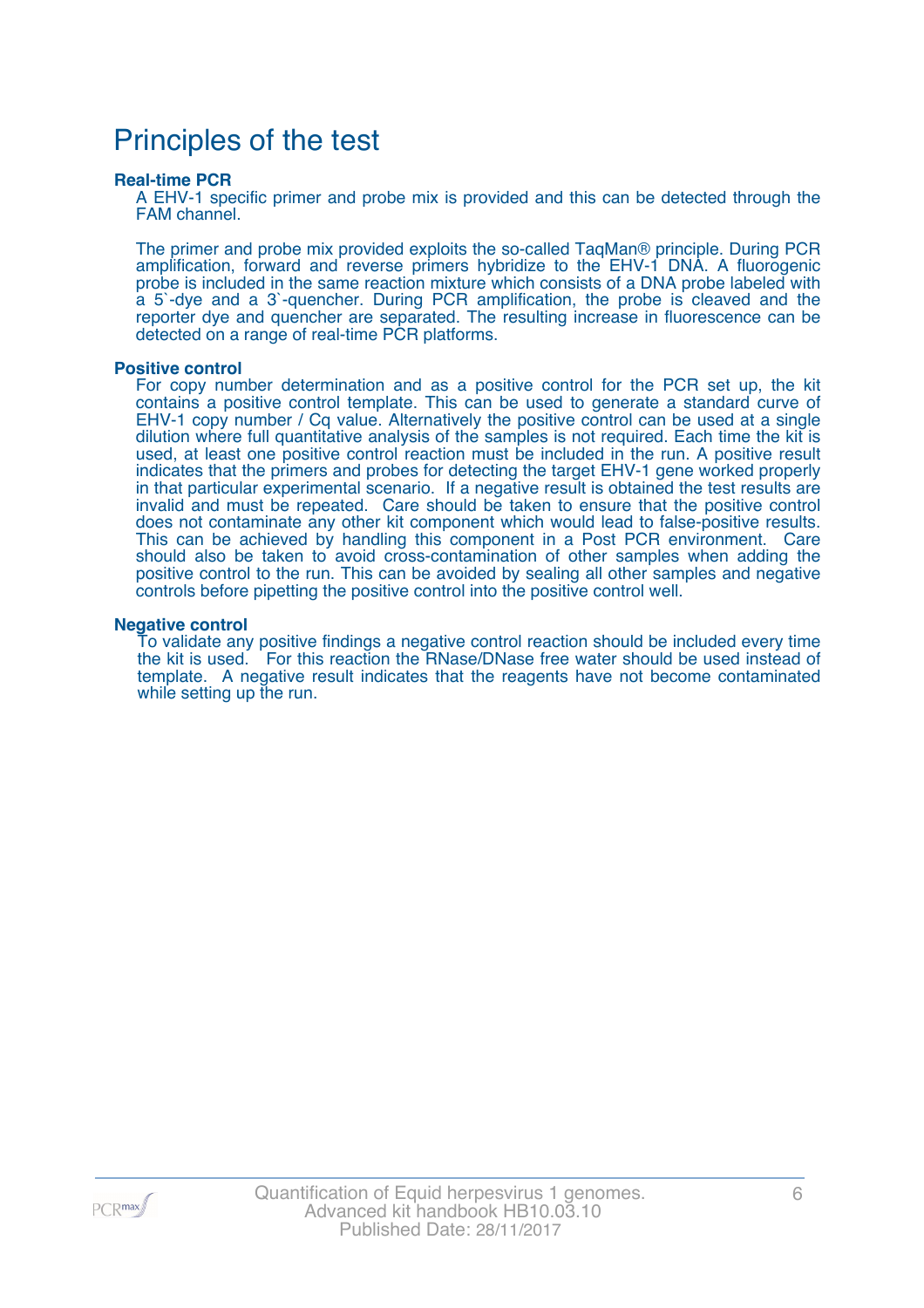# Principles of the test

### Real-time PCR

A EHV-1 specific primer and probe mix is provided and this can be detected through the FAM channel.

The primer and probe mix provided exploits the so-called TaqMan® principle. During PCR amplification, forward and reverse primers hybridize to the EHV-1 DNA. A fluorogenic probe is included in the same reaction mixture which consists of a DNA probe labeled with a 5`-dye and a 3`-quencher. During PCR amplification, the probe is cleaved and the reporter dye and quencher are separated. The resulting increase in fluorescence can be detected on a range of real-time PCR platforms.

### Positive control

For copy number determination and as a positive control for the PCR set up, the kit contains a positive control template. This can be used to generate a standard curve of EHV-1 copy number / Cq value. Alternatively the positive control can be used at a single dilution where full quantitative analysis of the samples is not required. Each time the kit is used, at least one positive control reaction must be included in the run. A positive result indicates that the primers and probes for detecting the target EHV-1 gene worked properly in that particular experimental scenario. If a negative result is obtained the test results are invalid and must be repeated. Care should be taken to ensure that the positive control does not contaminate any other kit component which would lead to false-positive results. This can be achieved by handling this component in a Post PCR environment. Care should also be taken to avoid cross-contamination of other samples when adding the positive control to the run. This can be avoided by sealing all other samples and negative controls before pipetting the positive control into the positive control well.

### Negative control

To validate any positive findings a negative control reaction should be included every time the kit is used. For this reaction the RNase/DNase free water should be used instead of template. A negative result indicates that the reagents have not become contaminated while setting up the run.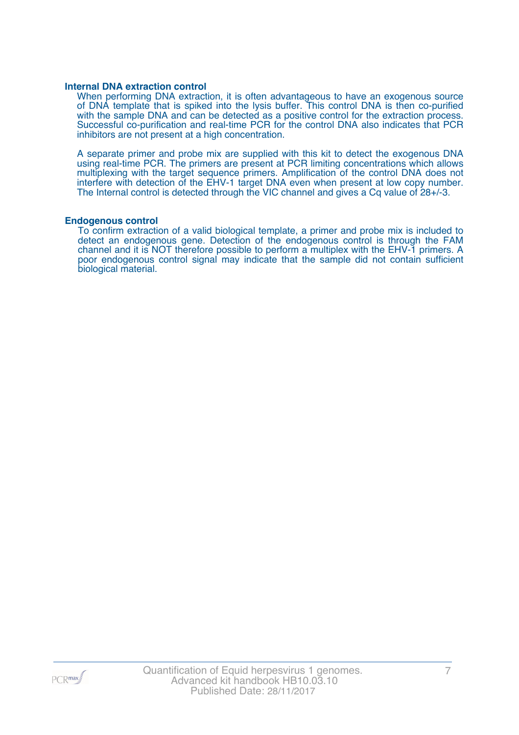### Internal DNA extraction control

When performing DNA extraction, it is often advantageous to have an exogenous source of DNA template that is spiked into the lysis buffer. This control DNA is then co-purified with the sample DNA and can be detected as a positive control for the extraction process. Successful co-purification and real-time PCR for the control DNA also indicates that PCR inhibitors are not present at a high concentration.

A separate primer and probe mix are supplied with this kit to detect the exogenous DNA using real-time PCR. The primers are present at PCR limiting concentrations which allows multiplexing with the target sequence primers. Amplification of the control DNA does not interfere with detection of the EHV-1 target DNA even when present at low copy number. The Internal control is detected through the VIC channel and gives a Cq value of 28+/-3.

### Endogenous control

To confirm extraction of a valid biological template, a primer and probe mix is included to detect an endogenous gene. Detection of the endogenous control is through the FAM channel and it is NOT therefore possible to perform a multiplex with the EHV-1 primers. A poor endogenous control signal may indicate that the sample did not contain sufficient biological material.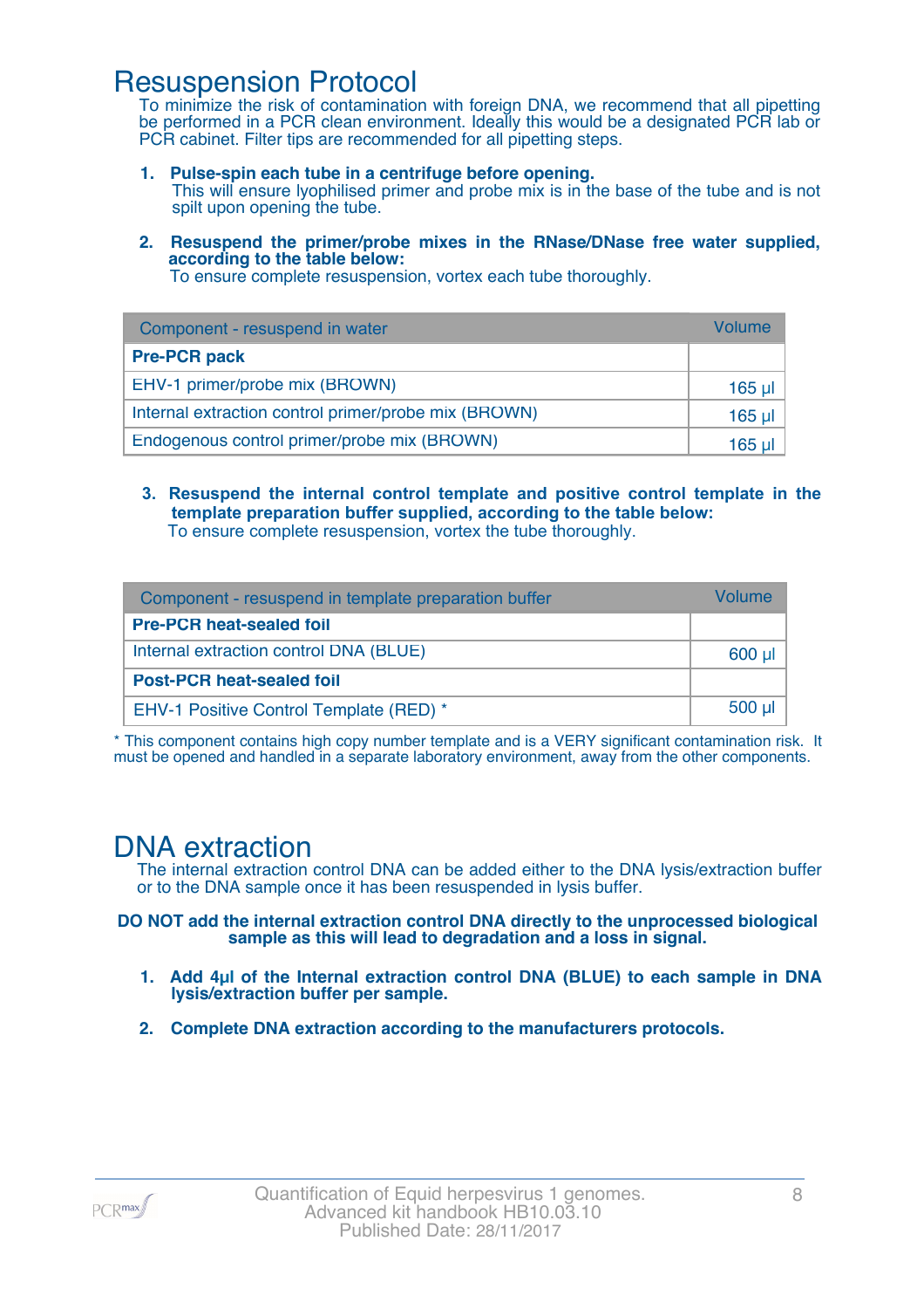# Resuspension Protocol

To minimize the risk of contamination with foreign DNA, we recommend that all pipetting be performed in a PCR clean environment. Ideally this would be a designated PCR lab or PCR cabinet. Filter tips are recommended for all pipetting steps.

1. **Pulse-spin each tube in a centrifuge before opening.**
   This will ensure lyophilised primer and probe mix is in the base of the tube and is not spilt upon opening the tube.

2. **Resuspend the primer/probe mixes in the RNase/DNase free water supplied, according to the table below:**
   To ensure complete resuspension, vortex each tube thoroughly.

| Component - resuspend in water | Volume |
|---|---|
| **Pre-PCR pack** | |
| EHV-1 primer/probe mix (BROWN) | 165 µl |
| Internal extraction control primer/probe mix (BROWN) | 165 µl |
| Endogenous control primer/probe mix (BROWN) | 165 µl |

3. **Resuspend the internal control template and positive control template in the template preparation buffer supplied, according to the table below:**
   To ensure complete resuspension, vortex the tube thoroughly.

| Component - resuspend in template preparation buffer | Volume |
|---|---|
| **Pre-PCR heat-sealed foil** | |
| Internal extraction control DNA (BLUE) | 600 µl |
| **Post-PCR heat-sealed foil** | |
| EHV-1 Positive Control Template (RED) * | 500 µl |

* This component contains high copy number template and is a VERY significant contamination risk. It must be opened and handled in a separate laboratory environment, away from the other components.

# DNA extraction

The internal extraction control DNA can be added either to the DNA lysis/extraction buffer or to the DNA sample once it has been resuspended in lysis buffer.

**DO NOT add the internal extraction control DNA directly to the unprocessed biological sample as this will lead to degradation and a loss in signal.**

1. **Add 4µl of the Internal extraction control DNA (BLUE) to each sample in DNA lysis/extraction buffer per sample.**

2. **Complete DNA extraction according to the manufacturers protocols.**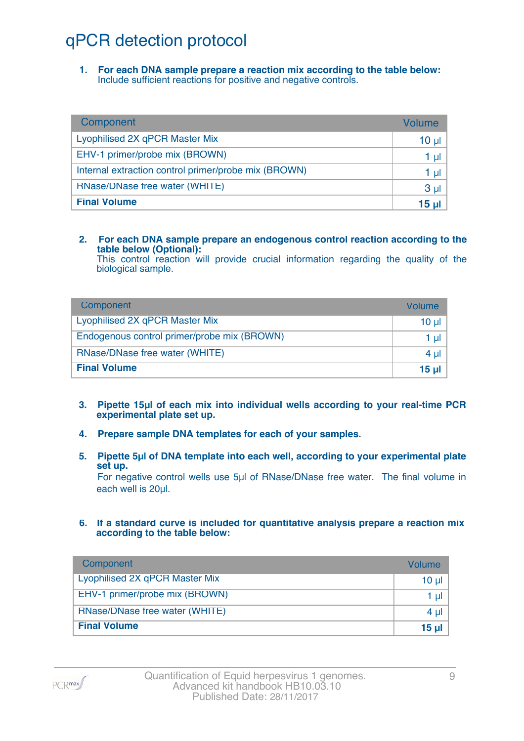# qPCR detection protocol

1. **For each DNA sample prepare a reaction mix according to the table below:**
   Include sufficient reactions for positive and negative controls.

| Component | Volume |
|---|---|
| Lyophilised 2X qPCR Master Mix | 10 µl |
| EHV-1 primer/probe mix (BROWN) | 1 µl |
| Internal extraction control primer/probe mix (BROWN) | 1 µl |
| RNase/DNase free water (WHITE) | 3 µl |
| **Final Volume** | **15 µl** |

2. **For each DNA sample prepare an endogenous control reaction according to the table below (Optional):**
   This control reaction will provide crucial information regarding the quality of the biological sample.

| Component | Volume |
|---|---|
| Lyophilised 2X qPCR Master Mix | 10 µl |
| Endogenous control primer/probe mix (BROWN) | 1 µl |
| RNase/DNase free water (WHITE) | 4 µl |
| **Final Volume** | **15 µl** |

3. **Pipette 15µl of each mix into individual wells according to your real-time PCR experimental plate set up.**

4. **Prepare sample DNA templates for each of your samples.**

5. **Pipette 5µl of DNA template into each well, according to your experimental plate set up.**
   For negative control wells use 5µl of RNase/DNase free water. The final volume in each well is 20µl.

6. **If a standard curve is included for quantitative analysis prepare a reaction mix according to the table below:**

| Component | Volume |
|---|---|
| Lyophilised 2X qPCR Master Mix | 10 µl |
| EHV-1 primer/probe mix (BROWN) | 1 µl |
| RNase/DNase free water (WHITE) | 4 µl |
| **Final Volume** | **15 µl** |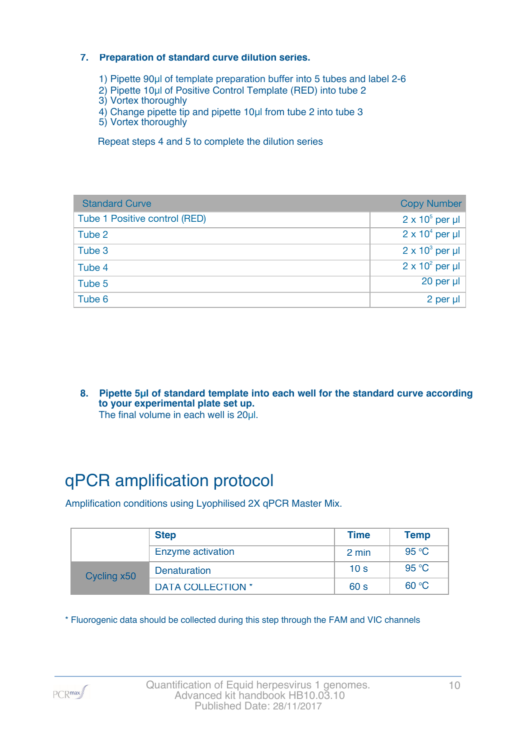**7. Preparation of standard curve dilution series.**

1) Pipette 90µl of template preparation buffer into 5 tubes and label 2-6
2) Pipette 10µl of Positive Control Template (RED) into tube 2
3) Vortex thoroughly
4) Change pipette tip and pipette 10µl from tube 2 into tube 3
5) Vortex thoroughly

Repeat steps 4 and 5 to complete the dilution series

| Standard Curve | Copy Number |
|---|---|
| Tube 1 Positive control (RED) | $2 \times 10^5$ per µl |
| Tube 2 | $2 \times 10^4$ per µl |
| Tube 3 | $2 \times 10^3$ per µl |
| Tube 4 | $2 \times 10^2$ per µl |
| Tube 5 | 20 per µl |
| Tube 6 | 2 per µl |

**8. Pipette 5µl of standard template into each well for the standard curve according to your experimental plate set up.**
The final volume in each well is 20µl.

# qPCR amplification protocol

Amplification conditions using Lyophilised 2X qPCR Master Mix.

| | Step | Time | Temp |
|---|---|---|---|
| | Enzyme activation | 2 min | 95 °C |
| Cycling x50 | Denaturation | 10 s | 95 °C |
| | DATA COLLECTION * | 60 s | 60 °C |

* Fluorogenic data should be collected during this step through the FAM and VIC channels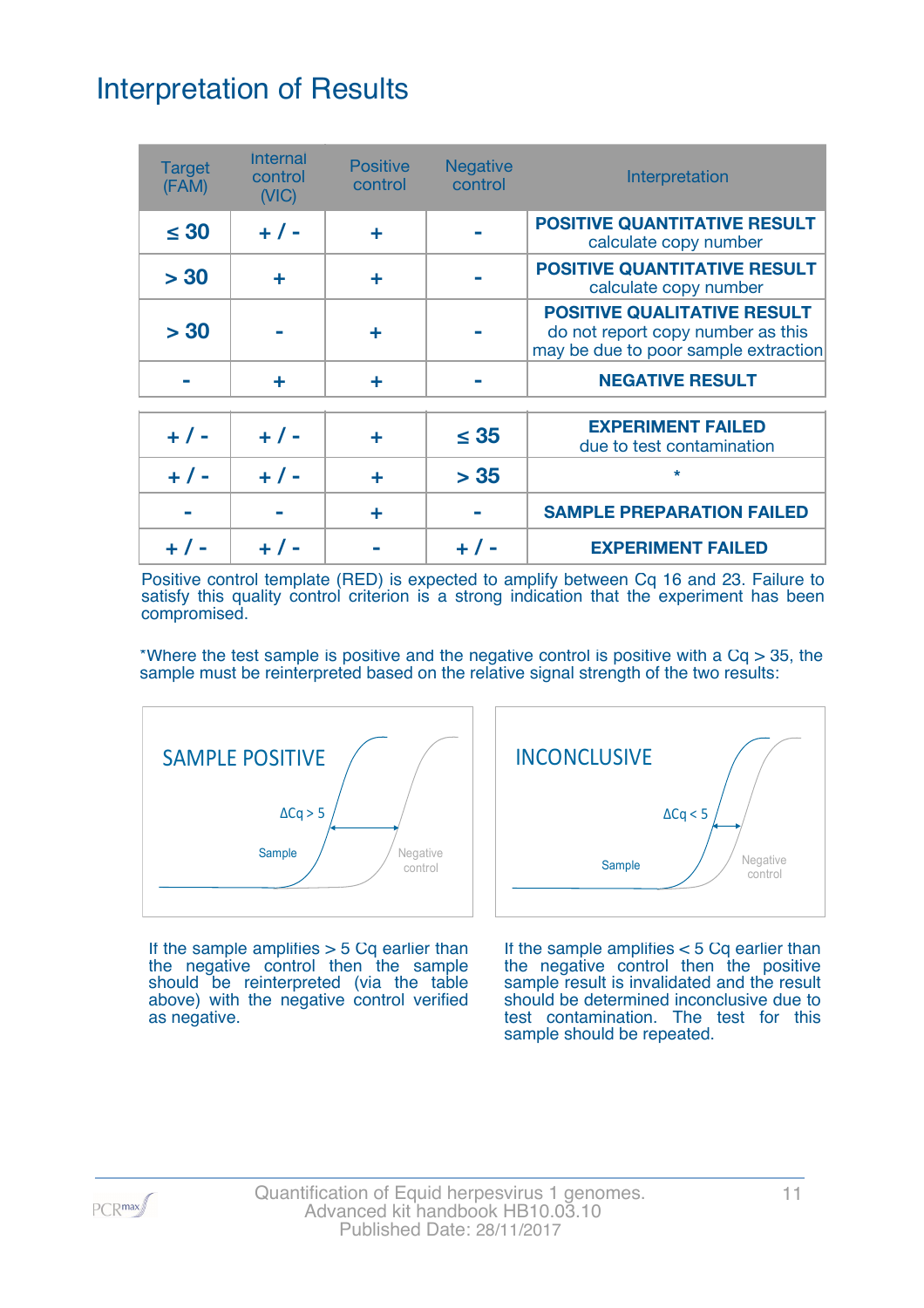# Interpretation of Results

| Target (FAM) | Internal control (VIC) | Positive control | Negative control | Interpretation |
|---|---|---|---|---|
| ≤ 30 | + / - | + | - | **POSITIVE QUANTITATIVE RESULT** calculate copy number |
| > 30 | + | + | - | **POSITIVE QUANTITATIVE RESULT** calculate copy number |
| > 30 | - | + | - | **POSITIVE QUALITATIVE RESULT** do not report copy number as this may be due to poor sample extraction |
| - | + | + | - | **NEGATIVE RESULT** |
| + / - | + / - | + | ≤ 35 | **EXPERIMENT FAILED** due to test contamination |
| + / - | + / - | + | > 35 | * |
| - | - | + | - | **SAMPLE PREPARATION FAILED** |
| + / - | + / - | - | + / - | **EXPERIMENT FAILED** |

Positive control template (RED) is expected to amplify between Cq 16 and 23. Failure to satisfy this quality control criterion is a strong indication that the experiment has been compromised.

*Where the test sample is positive and the negative control is positive with a Cq > 35, the sample must be reinterpreted based on the relative signal strength of the two results:

**SAMPLE POSITIVE**

ΔCq > 5

Sample

Negative control

If the sample amplifies > 5 Cq earlier than the negative control then the sample should be reinterpreted (via the table above) with the negative control verified as negative.

**INCONCLUSIVE**

ΔCq < 5

Sample

Negative control

If the sample amplifies < 5 Cq earlier than the negative control then the positive sample result is invalidated and the result should be determined inconclusive due to test contamination. The test for this sample should be repeated.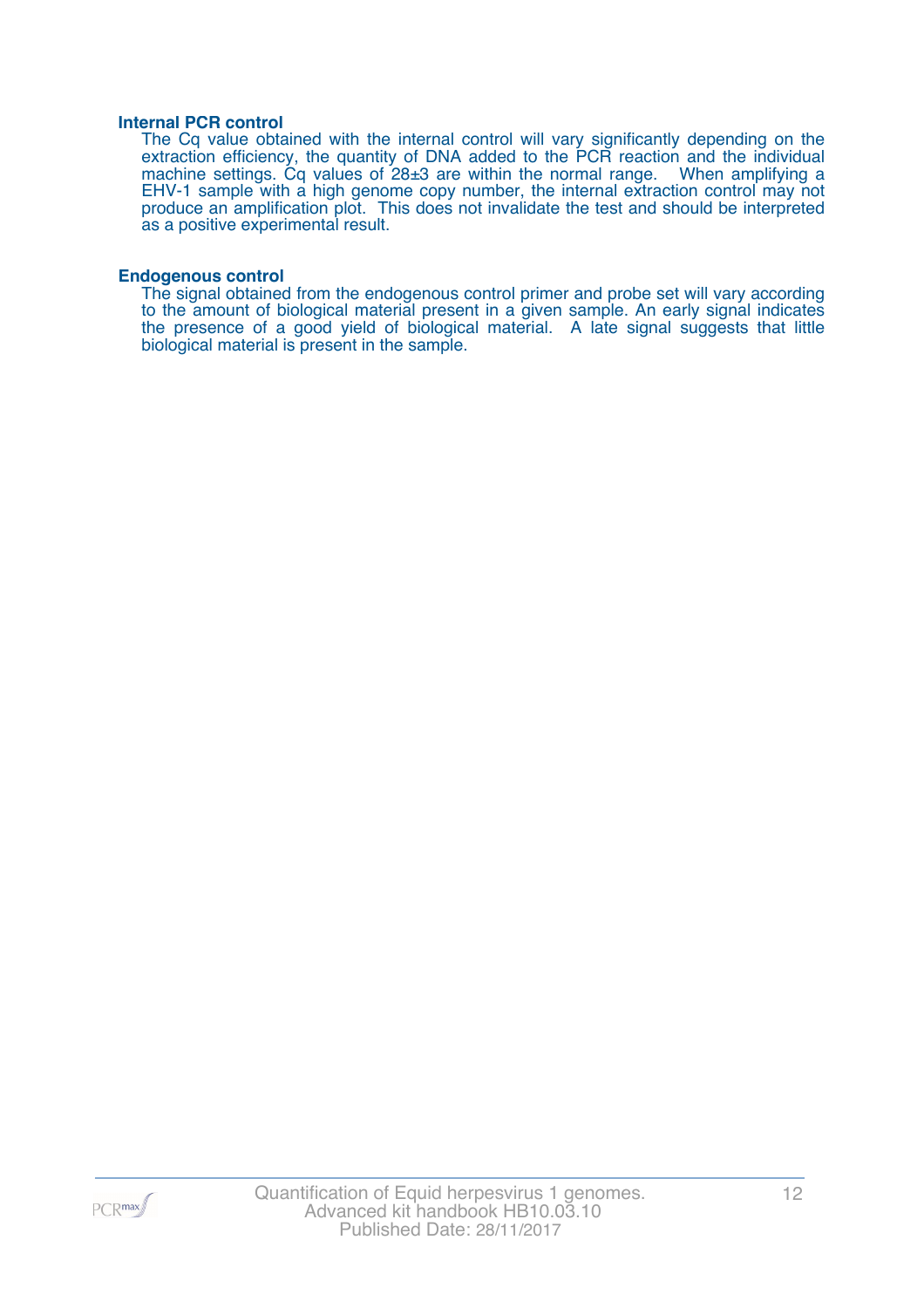**Internal PCR control**

The Cq value obtained with the internal control will vary significantly depending on the extraction efficiency, the quantity of DNA added to the PCR reaction and the individual machine settings. Cq values of 28±3 are within the normal range. When amplifying a EHV-1 sample with a high genome copy number, the internal extraction control may not produce an amplification plot. This does not invalidate the test and should be interpreted as a positive experimental result.

**Endogenous control**

The signal obtained from the endogenous control primer and probe set will vary according to the amount of biological material present in a given sample. An early signal indicates the presence of a good yield of biological material. A late signal suggests that little biological material is present in the sample.